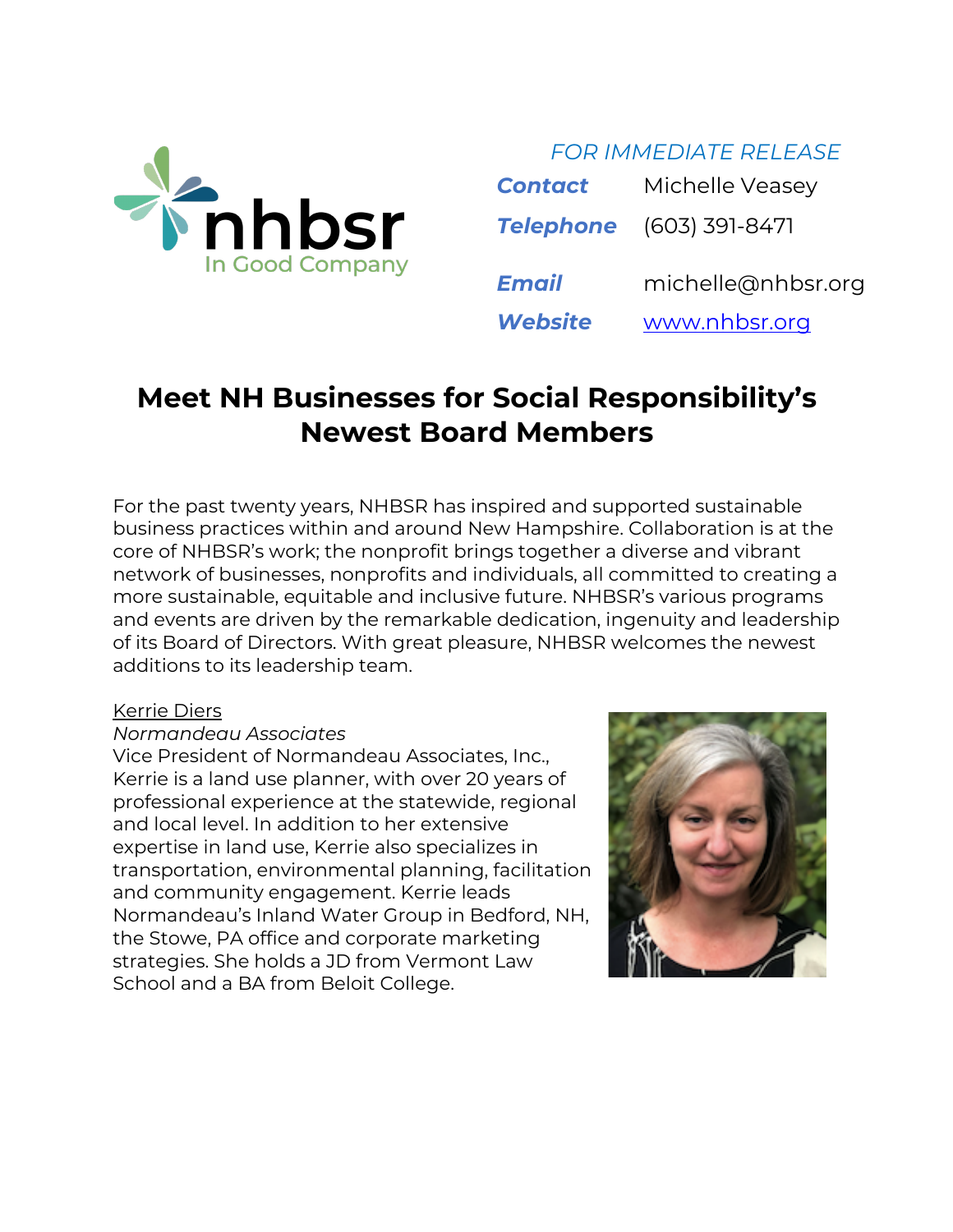nhbsr
In Good Company

*FOR IMMEDIATE RELEASE*

| | |
|---|---|
| ***Contact*** | Michelle Veasey |
| ***Telephone*** | (603) 391-8471 |
| ***Email*** | michelle@nhbsr.org |
| ***Website*** | www.nhbsr.org |

# Meet NH Businesses for Social Responsibility's Newest Board Members

For the past twenty years, NHBSR has inspired and supported sustainable business practices within and around New Hampshire. Collaboration is at the core of NHBSR's work; the nonprofit brings together a diverse and vibrant network of businesses, nonprofits and individuals, all committed to creating a more sustainable, equitable and inclusive future. NHBSR's various programs and events are driven by the remarkable dedication, ingenuity and leadership of its Board of Directors. With great pleasure, NHBSR welcomes the newest additions to its leadership team.

Kerrie Diers
*Normandeau Associates*
Vice President of Normandeau Associates, Inc., Kerrie is a land use planner, with over 20 years of professional experience at the statewide, regional and local level. In addition to her extensive expertise in land use, Kerrie also specializes in transportation, environmental planning, facilitation and community engagement. Kerrie leads Normandeau's Inland Water Group in Bedford, NH, the Stowe, PA office and corporate marketing strategies. She holds a JD from Vermont Law School and a BA from Beloit College.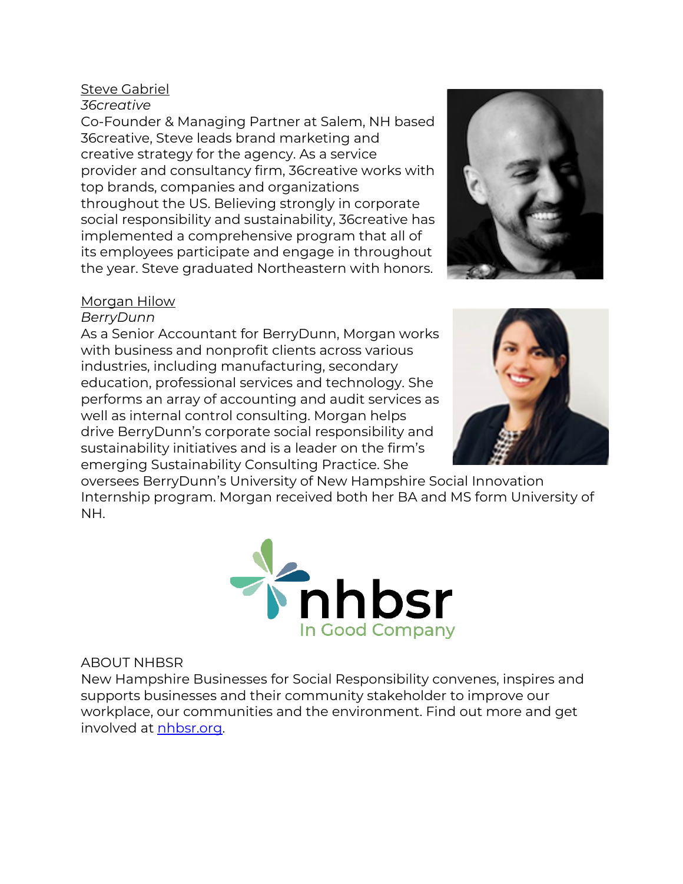Steve Gabriel

*36creative*

Co-Founder & Managing Partner at Salem, NH based 36creative, Steve leads brand marketing and creative strategy for the agency. As a service provider and consultancy firm, 36creative works with top brands, companies and organizations throughout the US. Believing strongly in corporate social responsibility and sustainability, 36creative has implemented a comprehensive program that all of its employees participate and engage in throughout the year. Steve graduated Northeastern with honors.

Morgan Hilow

*BerryDunn*

As a Senior Accountant for BerryDunn, Morgan works with business and nonprofit clients across various industries, including manufacturing, secondary education, professional services and technology. She performs an array of accounting and audit services as well as internal control consulting. Morgan helps drive BerryDunn's corporate social responsibility and sustainability initiatives and is a leader on the firm's emerging Sustainability Consulting Practice. She oversees BerryDunn's University of New Hampshire Social Innovation Internship program. Morgan received both her BA and MS form University of NH.

nhbsr

In Good Company

ABOUT NHBSR

New Hampshire Businesses for Social Responsibility convenes, inspires and supports businesses and their community stakeholder to improve our workplace, our communities and the environment. Find out more and get involved at [nhbsr.org](nhbsr.org).